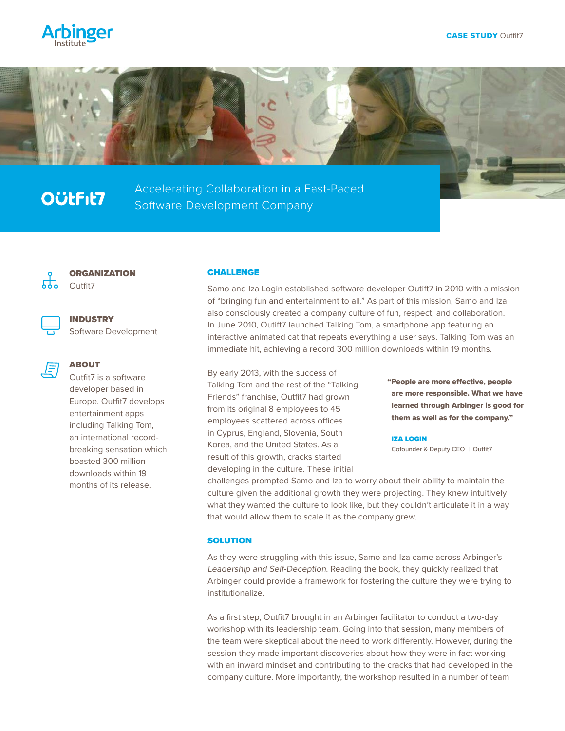# Accelerating Collaboration in a Fast-Paced Software Development Company

**ORGANIZATION**
Outfit7

**INDUSTRY**
Software Development

**ABOUT**
Outfit7 is a software developer based in Europe. Outfit7 develops entertainment apps including Talking Tom, an international record-breaking sensation which boasted 300 million downloads within 19 months of its release.

## CHALLENGE

Samo and Iza Login established software developer Outfit7 in 2010 with a mission of "bringing fun and entertainment to all." As part of this mission, Samo and Iza also consciously created a company culture of fun, respect, and collaboration. In June 2010, Outfit7 launched Talking Tom, a smartphone app featuring an interactive animated cat that repeats everything a user says. Talking Tom was an immediate hit, achieving a record 300 million downloads within 19 months.

By early 2013, with the success of Talking Tom and the rest of the "Talking Friends" franchise, Outfit7 had grown from its original 8 employees to 45 employees scattered across offices in Cyprus, England, Slovenia, South Korea, and the United States. As a result of this growth, cracks started developing in the culture. These initial challenges prompted Samo and Iza to worry about their ability to maintain the culture given the additional growth they were projecting. They knew intuitively what they wanted the culture to look like, but they couldn't articulate it in a way that would allow them to scale it as the company grew.

> **"People are more effective, people are more responsible. What we have learned through Arbinger is good for them as well as for the company."**
>
> **IZA LOGIN**
> Cofounder & Deputy CEO | Outfit7

## SOLUTION

As they were struggling with this issue, Samo and Iza came across Arbinger's *Leadership and Self-Deception*. Reading the book, they quickly realized that Arbinger could provide a framework for fostering the culture they were trying to institutionalize.

As a first step, Outfit7 brought in an Arbinger facilitator to conduct a two-day workshop with its leadership team. Going into that session, many members of the team were skeptical about the need to work differently. However, during the session they made important discoveries about how they were in fact working with an inward mindset and contributing to the cracks that had developed in the company culture. More importantly, the workshop resulted in a number of team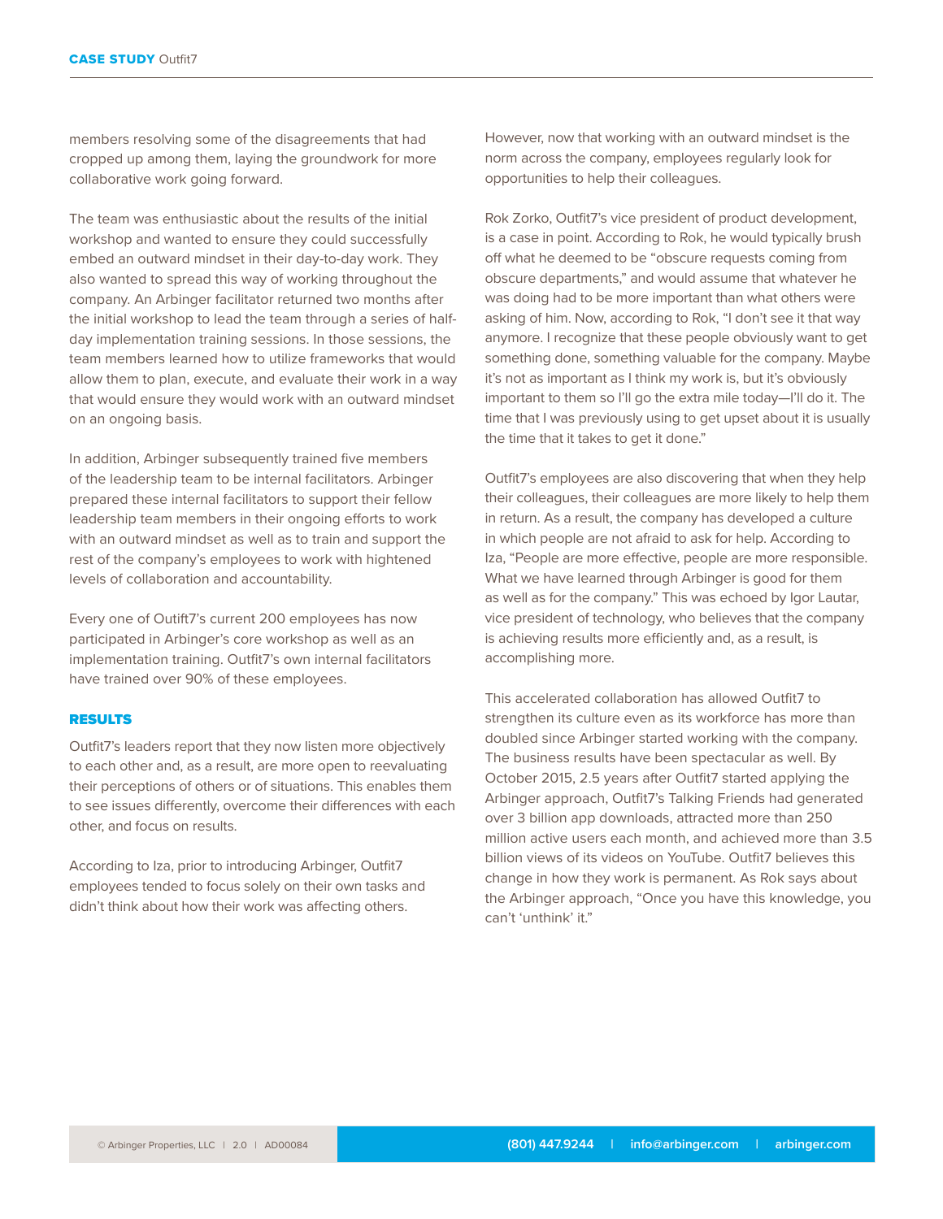members resolving some of the disagreements that had cropped up among them, laying the groundwork for more collaborative work going forward.

The team was enthusiastic about the results of the initial workshop and wanted to ensure they could successfully embed an outward mindset in their day-to-day work. They also wanted to spread this way of working throughout the company. An Arbinger facilitator returned two months after the initial workshop to lead the team through a series of half-day implementation training sessions. In those sessions, the team members learned how to utilize frameworks that would allow them to plan, execute, and evaluate their work in a way that would ensure they would work with an outward mindset on an ongoing basis.

In addition, Arbinger subsequently trained five members of the leadership team to be internal facilitators. Arbinger prepared these internal facilitators to support their fellow leadership team members in their ongoing efforts to work with an outward mindset as well as to train and support the rest of the company's employees to work with hightened levels of collaboration and accountability.

Every one of Outfit7's current 200 employees has now participated in Arbinger's core workshop as well as an implementation training. Outfit7's own internal facilitators have trained over 90% of these employees.

## RESULTS

Outfit7's leaders report that they now listen more objectively to each other and, as a result, are more open to reevaluating their perceptions of others or of situations. This enables them to see issues differently, overcome their differences with each other, and focus on results.

According to Iza, prior to introducing Arbinger, Outfit7 employees tended to focus solely on their own tasks and didn't think about how their work was affecting others. However, now that working with an outward mindset is the norm across the company, employees regularly look for opportunities to help their colleagues.

Rok Zorko, Outfit7's vice president of product development, is a case in point. According to Rok, he would typically brush off what he deemed to be "obscure requests coming from obscure departments," and would assume that whatever he was doing had to be more important than what others were asking of him. Now, according to Rok, "I don't see it that way anymore. I recognize that these people obviously want to get something done, something valuable for the company. Maybe it's not as important as I think my work is, but it's obviously important to them so I'll go the extra mile today—I'll do it. The time that I was previously using to get upset about it is usually the time that it takes to get it done."

Outfit7's employees are also discovering that when they help their colleagues, their colleagues are more likely to help them in return. As a result, the company has developed a culture in which people are not afraid to ask for help. According to Iza, "People are more effective, people are more responsible. What we have learned through Arbinger is good for them as well as for the company." This was echoed by Igor Lautar, vice president of technology, who believes that the company is achieving results more efficiently and, as a result, is accomplishing more.

This accelerated collaboration has allowed Outfit7 to strengthen its culture even as its workforce has more than doubled since Arbinger started working with the company. The business results have been spectacular as well. By October 2015, 2.5 years after Outfit7 started applying the Arbinger approach, Outfit7's Talking Friends had generated over 3 billion app downloads, attracted more than 250 million active users each month, and achieved more than 3.5 billion views of its videos on YouTube. Outfit7 believes this change in how they work is permanent. As Rok says about the Arbinger approach, "Once you have this knowledge, you can't 'unthink' it."